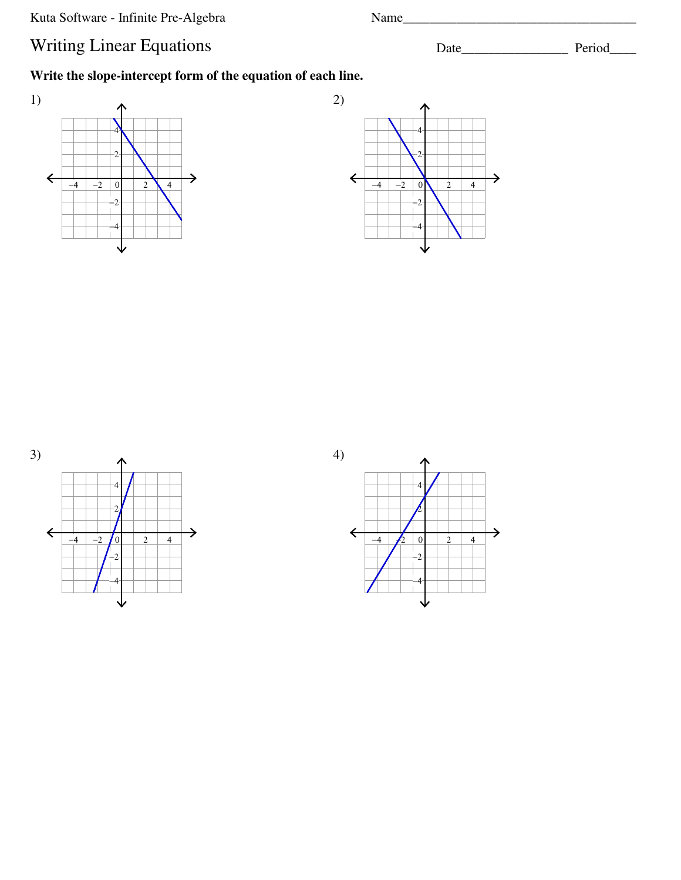Kuta Software - Infinite Pre-Algebra

Name\_\_\_\_\_\_\_\_\_\_\_\_\_\_\_\_\_\_\_\_\_\_\_\_\_\_\_\_\_\_\_\_\_\_\_

# Writing Linear Equations

Date\_\_\_\_\_\_\_\_\_\_\_\_\_\_\_\_ Period\_\_\_\_

**Write the slope-intercept form of the equation of each line.**

1)

2)

3)

4)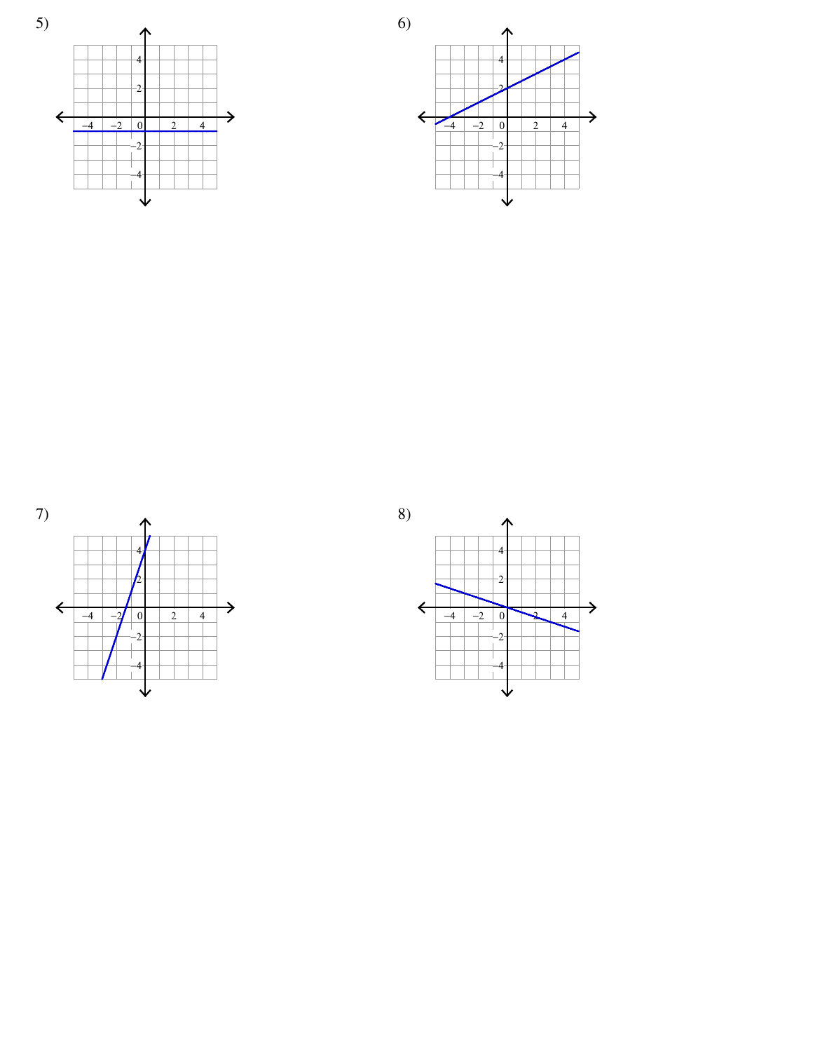5)

6)

7)

8)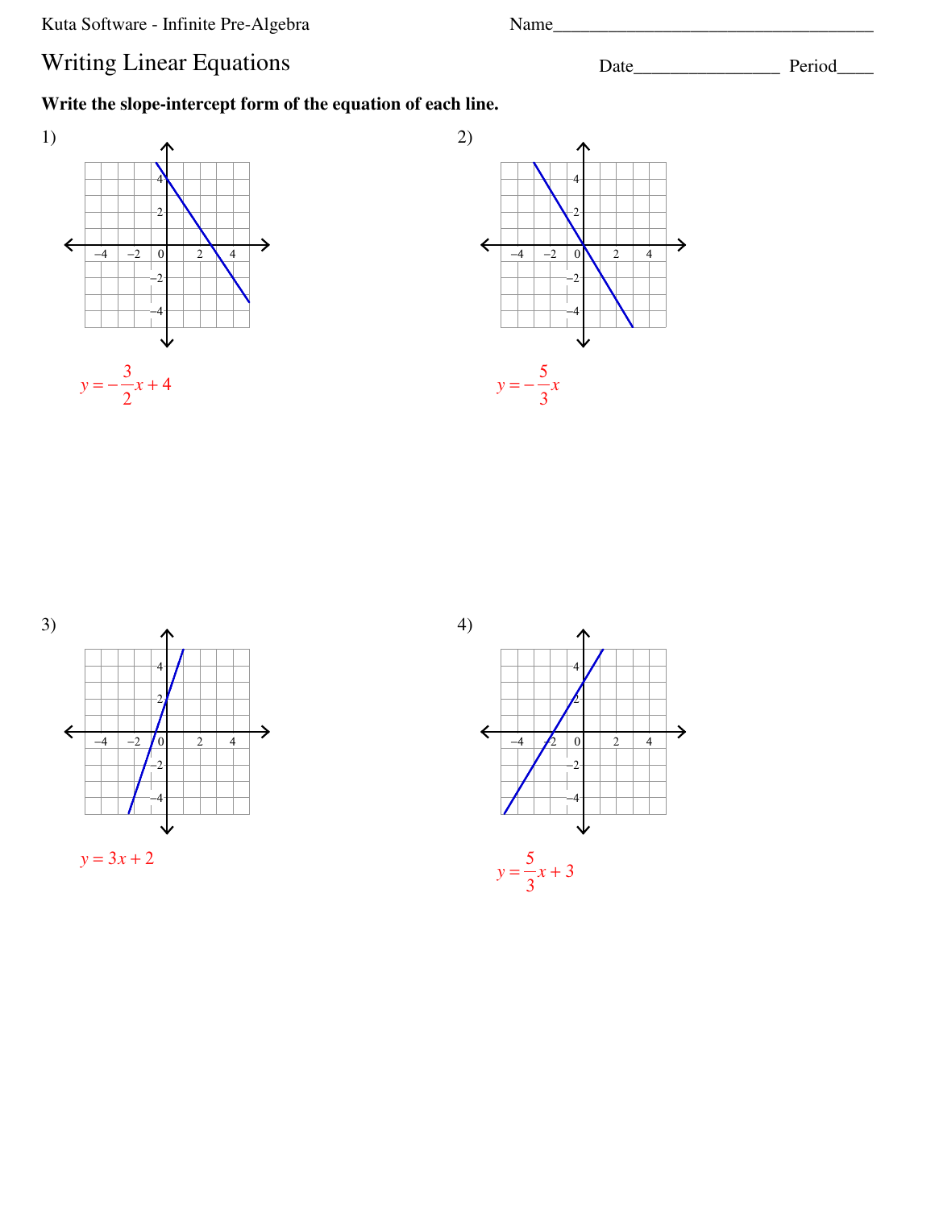Kuta Software - Infinite Pre-Algebra

Name___________________________________

# Writing Linear Equations

Date________________ Period____

**Write the slope-intercept form of the equation of each line.**

1)

$y = -\frac{3}{2}x + 4$

2)

$y = -\frac{5}{3}x$

3)

$y = 3x + 2$

4)

$y = \frac{5}{3}x + 3$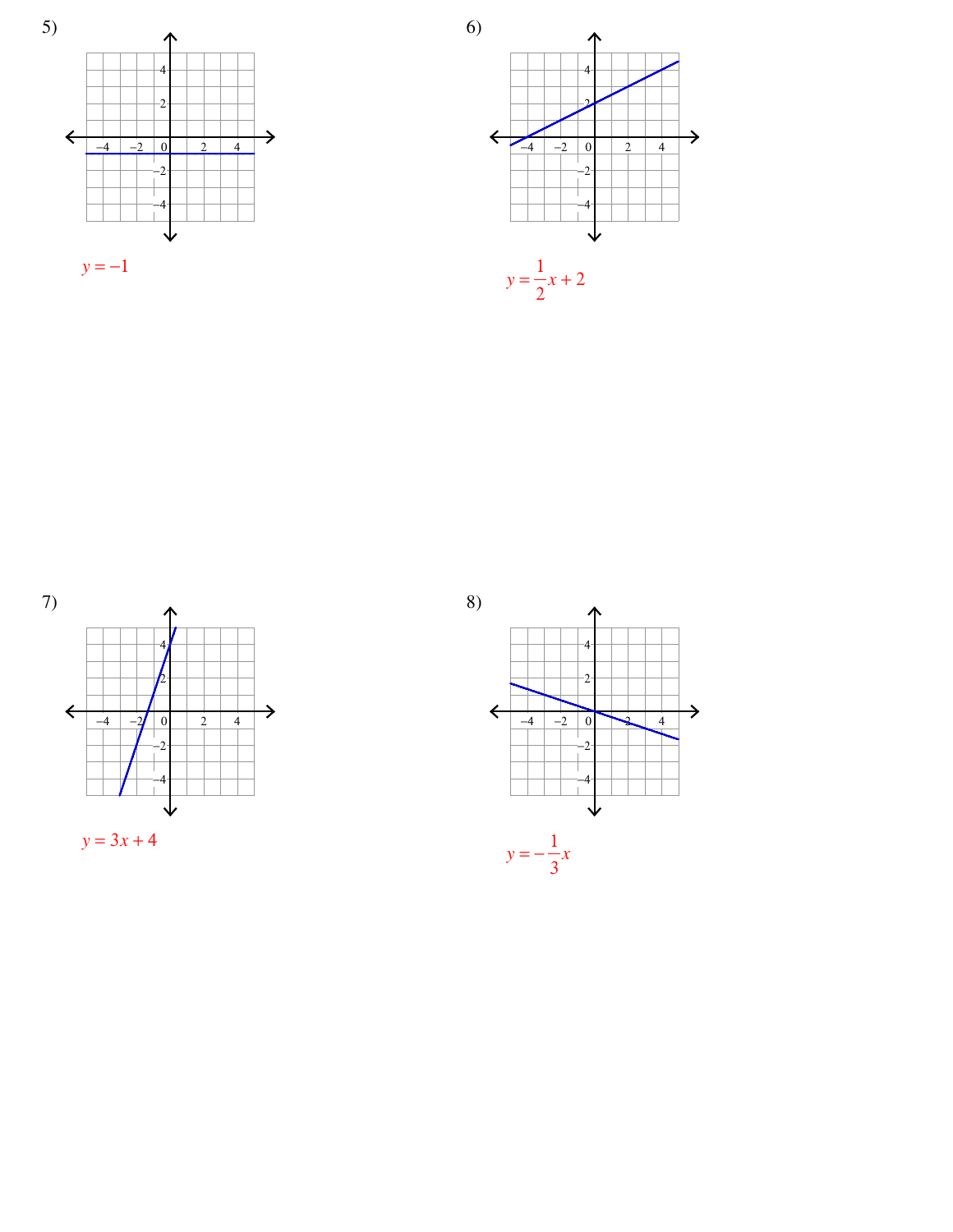5)

−4 −2 0 2 4

4 2 −2 −4

$y = -1$

6)

−4 −2 0 2 4

4 2 −2 −4

$y = \frac{1}{2}x + 2$

7)

−4 −2 0 2 4

4 2 −2 −4

$y = 3x + 4$

8)

−4 −2 0 2 4

4 2 −2 −4

$y = -\frac{1}{3}x$